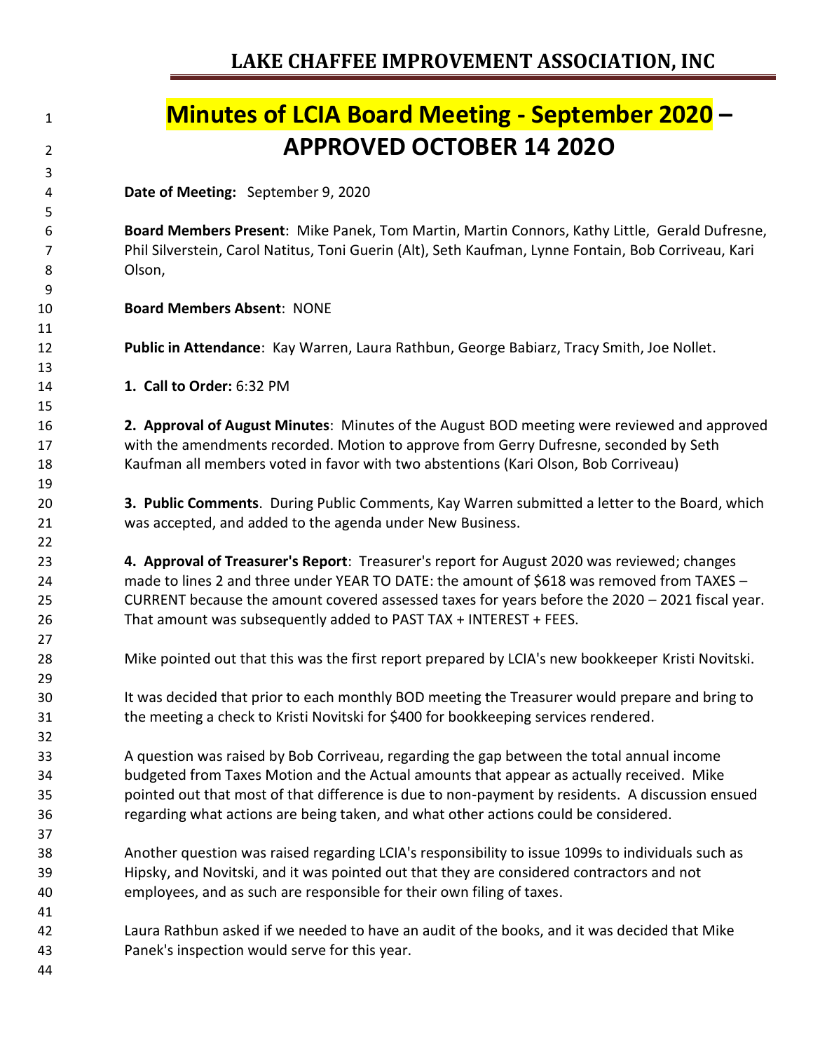LAKE CHAFFEE IMPROVEMENT ASSOCIATION, INC

# Minutes of LCIA Board Meeting - September 2020 – APPROVED OCTOBER 14 202O

**Date of Meeting:** September 9, 2020

**Board Members Present**: Mike Panek, Tom Martin, Martin Connors, Kathy Little, Gerald Dufresne, Phil Silverstein, Carol Natitus, Toni Guerin (Alt), Seth Kaufman, Lynne Fontain, Bob Corriveau, Kari Olson,

**Board Members Absent**: NONE

**Public in Attendance**: Kay Warren, Laura Rathbun, George Babiarz, Tracy Smith, Joe Nollet.

**1. Call to Order:** 6:32 PM

**2. Approval of August Minutes**: Minutes of the August BOD meeting were reviewed and approved with the amendments recorded. Motion to approve from Gerry Dufresne, seconded by Seth Kaufman all members voted in favor with two abstentions (Kari Olson, Bob Corriveau)

**3. Public Comments**. During Public Comments, Kay Warren submitted a letter to the Board, which was accepted, and added to the agenda under New Business.

**4. Approval of Treasurer's Report**: Treasurer's report for August 2020 was reviewed; changes made to lines 2 and three under YEAR TO DATE: the amount of $618 was removed from TAXES – CURRENT because the amount covered assessed taxes for years before the 2020 – 2021 fiscal year. That amount was subsequently added to PAST TAX + INTEREST + FEES.

Mike pointed out that this was the first report prepared by LCIA's new bookkeeper Kristi Novitski.

It was decided that prior to each monthly BOD meeting the Treasurer would prepare and bring to the meeting a check to Kristi Novitski for $400 for bookkeeping services rendered.

A question was raised by Bob Corriveau, regarding the gap between the total annual income budgeted from Taxes Motion and the Actual amounts that appear as actually received. Mike pointed out that most of that difference is due to non-payment by residents. A discussion ensued regarding what actions are being taken, and what other actions could be considered.

Another question was raised regarding LCIA's responsibility to issue 1099s to individuals such as Hipsky, and Novitski, and it was pointed out that they are considered contractors and not employees, and as such are responsible for their own filing of taxes.

Laura Rathbun asked if we needed to have an audit of the books, and it was decided that Mike Panek's inspection would serve for this year.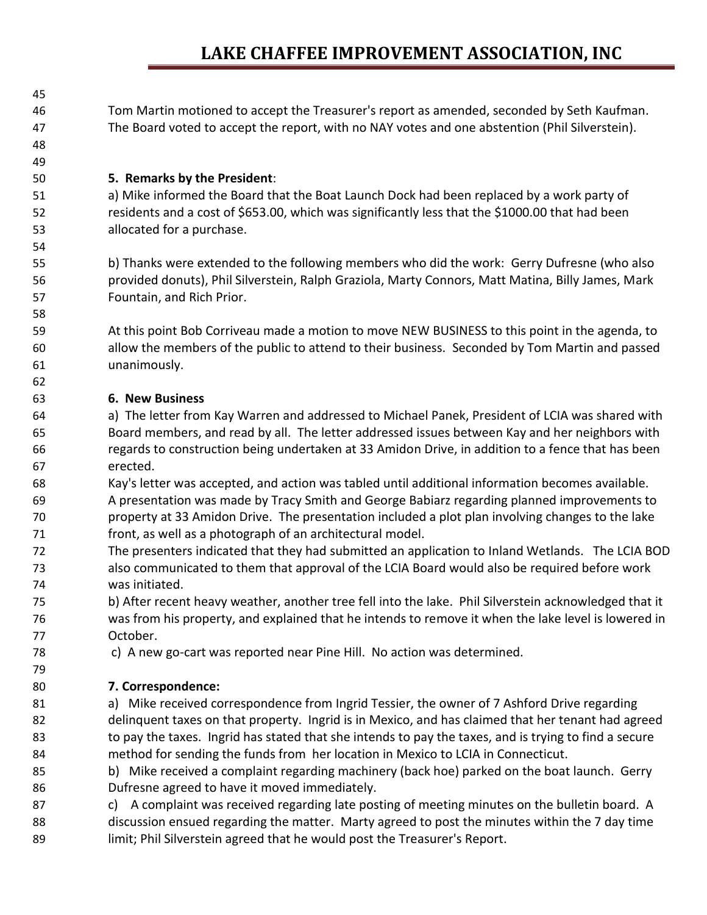Tom Martin motioned to accept the Treasurer's report as amended, seconded by Seth Kaufman. The Board voted to accept the report, with no NAY votes and one abstention (Phil Silverstein).

**5. Remarks by the President**:

a) Mike informed the Board that the Boat Launch Dock had been replaced by a work party of residents and a cost of $653.00, which was significantly less that the $1000.00 that had been allocated for a purchase.

b) Thanks were extended to the following members who did the work: Gerry Dufresne (who also provided donuts), Phil Silverstein, Ralph Graziola, Marty Connors, Matt Matina, Billy James, Mark Fountain, and Rich Prior.

At this point Bob Corriveau made a motion to move NEW BUSINESS to this point in the agenda, to allow the members of the public to attend to their business. Seconded by Tom Martin and passed unanimously.

**6. New Business**

a) The letter from Kay Warren and addressed to Michael Panek, President of LCIA was shared with Board members, and read by all. The letter addressed issues between Kay and her neighbors with regards to construction being undertaken at 33 Amidon Drive, in addition to a fence that has been erected.
Kay's letter was accepted, and action was tabled until additional information becomes available.
A presentation was made by Tracy Smith and George Babiarz regarding planned improvements to property at 33 Amidon Drive. The presentation included a plot plan involving changes to the lake front, as well as a photograph of an architectural model.
The presenters indicated that they had submitted an application to Inland Wetlands. The LCIA BOD also communicated to them that approval of the LCIA Board would also be required before work was initiated.
b) After recent heavy weather, another tree fell into the lake. Phil Silverstein acknowledged that it was from his property, and explained that he intends to remove it when the lake level is lowered in October.
c) A new go-cart was reported near Pine Hill. No action was determined.

**7. Correspondence:**

a) Mike received correspondence from Ingrid Tessier, the owner of 7 Ashford Drive regarding delinquent taxes on that property. Ingrid is in Mexico, and has claimed that her tenant had agreed to pay the taxes. Ingrid has stated that she intends to pay the taxes, and is trying to find a secure method for sending the funds from her location in Mexico to LCIA in Connecticut.
b) Mike received a complaint regarding machinery (back hoe) parked on the boat launch. Gerry Dufresne agreed to have it moved immediately.
c) A complaint was received regarding late posting of meeting minutes on the bulletin board. A discussion ensued regarding the matter. Marty agreed to post the minutes within the 7 day time limit; Phil Silverstein agreed that he would post the Treasurer's Report.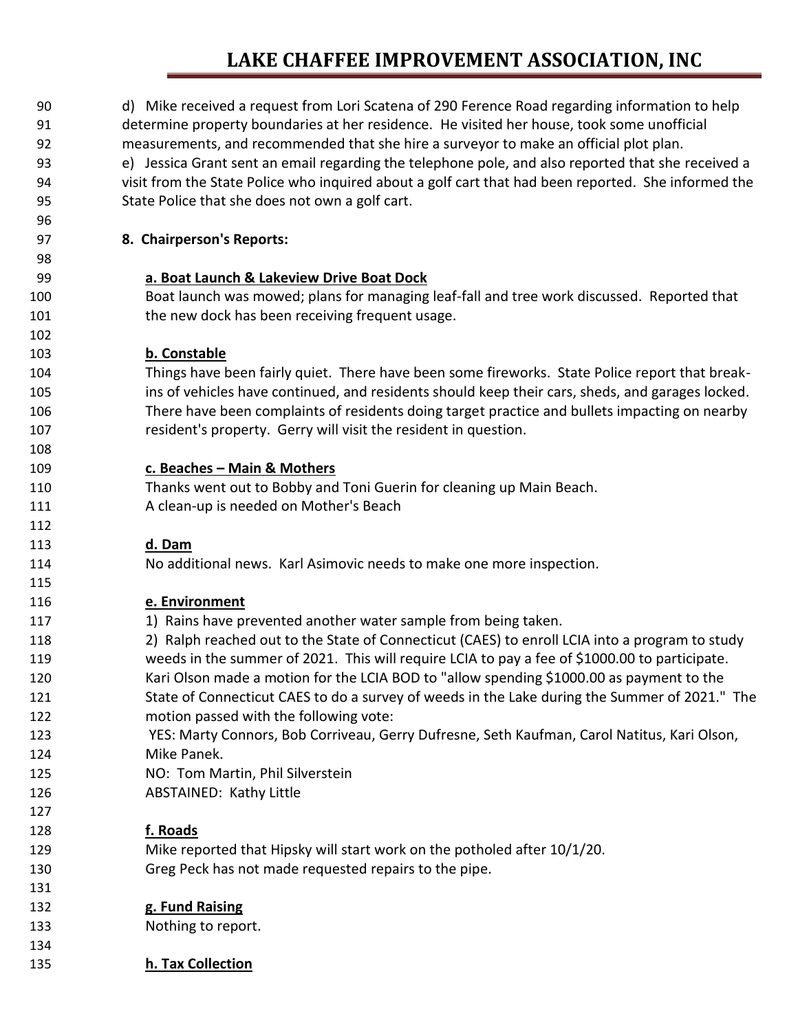d) Mike received a request from Lori Scatena of 290 Ference Road regarding information to help determine property boundaries at her residence. He visited her house, took some unofficial measurements, and recommended that she hire a surveyor to make an official plot plan.
e) Jessica Grant sent an email regarding the telephone pole, and also reported that she received a visit from the State Police who inquired about a golf cart that had been reported. She informed the State Police that she does not own a golf cart.

**8. Chairperson's Reports:**

**a. Boat Launch & Lakeview Drive Boat Dock**

Boat launch was mowed; plans for managing leaf-fall and tree work discussed. Reported that the new dock has been receiving frequent usage.

**b. Constable**

Things have been fairly quiet. There have been some fireworks. State Police report that break-ins of vehicles have continued, and residents should keep their cars, sheds, and garages locked. There have been complaints of residents doing target practice and bullets impacting on nearby resident's property. Gerry will visit the resident in question.

**c. Beaches – Main & Mothers**

Thanks went out to Bobby and Toni Guerin for cleaning up Main Beach.
A clean-up is needed on Mother's Beach

**d. Dam**

No additional news. Karl Asimovic needs to make one more inspection.

**e. Environment**

1) Rains have prevented another water sample from being taken.
2) Ralph reached out to the State of Connecticut (CAES) to enroll LCIA into a program to study weeds in the summer of 2021. This will require LCIA to pay a fee of $1000.00 to participate.
Kari Olson made a motion for the LCIA BOD to "allow spending $1000.00 as payment to the State of Connecticut CAES to do a survey of weeds in the Lake during the Summer of 2021." The motion passed with the following vote:
YES: Marty Connors, Bob Corriveau, Gerry Dufresne, Seth Kaufman, Carol Natitus, Kari Olson, Mike Panek.
NO: Tom Martin, Phil Silverstein
ABSTAINED: Kathy Little

**f. Roads**

Mike reported that Hipsky will start work on the potholed after 10/1/20.
Greg Peck has not made requested repairs to the pipe.

**g. Fund Raising**

Nothing to report.

**h. Tax Collection**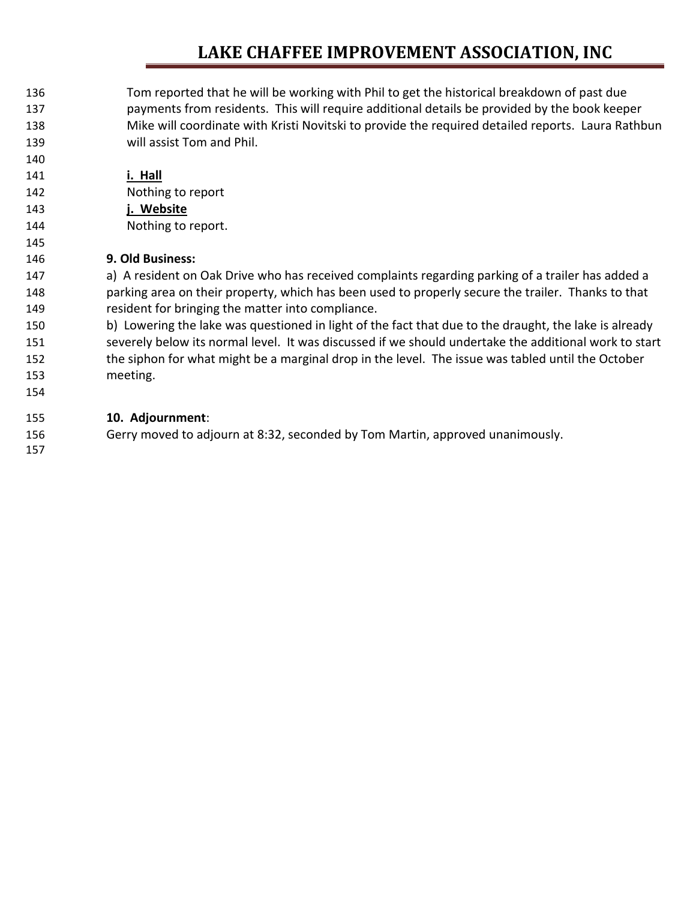Tom reported that he will be working with Phil to get the historical breakdown of past due payments from residents. This will require additional details be provided by the book keeper Mike will coordinate with Kristi Novitski to provide the required detailed reports. Laura Rathbun will assist Tom and Phil.

**i. Hall**

Nothing to report

**j. Website**

Nothing to report.

**9. Old Business:**

a) A resident on Oak Drive who has received complaints regarding parking of a trailer has added a parking area on their property, which has been used to properly secure the trailer. Thanks to that resident for bringing the matter into compliance.

b) Lowering the lake was questioned in light of the fact that due to the draught, the lake is already severely below its normal level. It was discussed if we should undertake the additional work to start the siphon for what might be a marginal drop in the level. The issue was tabled until the October meeting.

**10. Adjournment**:

Gerry moved to adjourn at 8:32, seconded by Tom Martin, approved unanimously.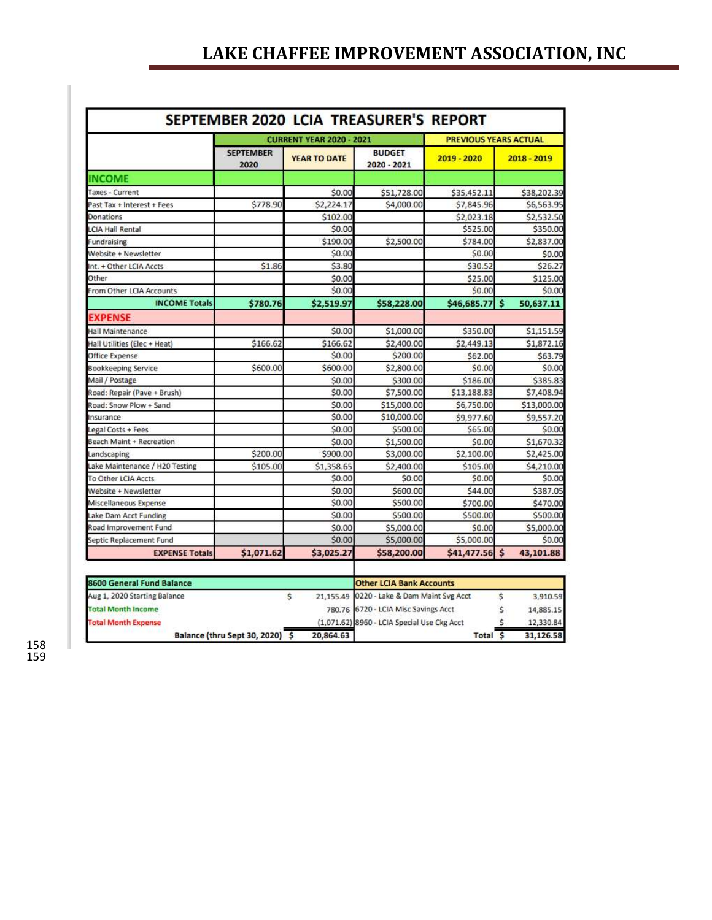# LAKE CHAFFEE IMPROVEMENT ASSOCIATION, INC

## SEPTEMBER 2020 LCIA TREASURER'S REPORT

| | CURRENT YEAR 2020 - 2021 | | | PREVIOUS YEARS ACTUAL | |
|---|---|---|---|---|---|
| | SEPTEMBER 2020 | YEAR TO DATE | BUDGET 2020 - 2021 | 2019 - 2020 | 2018 - 2019 |
| **INCOME** | | | | | |
| Taxes - Current | | $0.00 | $51,728.00 | $35,452.11 | $38,202.39 |
| Past Tax + Interest + Fees | $778.90 | $2,224.17 | $4,000.00 | $7,845.96 | $6,563.95 |
| Donations | | $102.00 | | $2,023.18 | $2,532.50 |
| LCIA Hall Rental | | $0.00 | | $525.00 | $350.00 |
| Fundraising | | $190.00 | $2,500.00 | $784.00 | $2,837.00 |
| Website + Newsletter | | $0.00 | | $0.00 | $0.00 |
| Int. + Other LCIA Accts | $1.86 | $3.80 | | $30.52 | $26.27 |
| Other | | $0.00 | | $25.00 | $125.00 |
| From Other LCIA Accounts | | $0.00 | | $0.00 | $0.00 |
| **INCOME Totals** | **$780.76** | **$2,519.97** | **$58,228.00** | **$46,685.77** | **$ 50,637.11** |
| **EXPENSE** | | | | | |
| Hall Maintenance | | $0.00 | $1,000.00 | $350.00 | $1,151.59 |
| Hall Utilities (Elec + Heat) | $166.62 | $166.62 | $2,400.00 | $2,449.13 | $1,872.16 |
| Office Expense | | $0.00 | $200.00 | $62.00 | $63.79 |
| Bookkeeping Service | $600.00 | $600.00 | $2,800.00 | $0.00 | $0.00 |
| Mail / Postage | | $0.00 | $300.00 | $186.00 | $385.83 |
| Road: Repair (Pave + Brush) | | $0.00 | $7,500.00 | $13,188.83 | $7,408.94 |
| Road: Snow Plow + Sand | | $0.00 | $15,000.00 | $6,750.00 | $13,000.00 |
| Insurance | | $0.00 | $10,000.00 | $9,977.60 | $9,557.20 |
| Legal Costs + Fees | | $0.00 | $500.00 | $65.00 | $0.00 |
| Beach Maint + Recreation | | $0.00 | $1,500.00 | $0.00 | $1,670.32 |
| Landscaping | $200.00 | $900.00 | $3,000.00 | $2,100.00 | $2,425.00 |
| Lake Maintenance / H20 Testing | $105.00 | $1,358.65 | $2,400.00 | $105.00 | $4,210.00 |
| To Other LCIA Accts | | $0.00 | $0.00 | $0.00 | $0.00 |
| Website + Newsletter | | $0.00 | $600.00 | $44.00 | $387.05 |
| Miscellaneous Expense | | $0.00 | $500.00 | $700.00 | $470.00 |
| Lake Dam Acct Funding | | $0.00 | $500.00 | $500.00 | $500.00 |
| Road Improvement Fund | | $0.00 | $5,000.00 | $0.00 | $5,000.00 |
| Septic Replacement Fund | | $0.00 | $5,000.00 | $5,000.00 | $0.00 |
| **EXPENSE Totals** | **$1,071.62** | **$3,025.27** | **$58,200.00** | **$41,477.56** | **$ 43,101.88** |

| 8600 General Fund Balance | | Other LCIA Bank Accounts | |
|---|---|---|---|
| Aug 1, 2020 Starting Balance | $ 21,155.49 | 0220 - Lake & Dam Maint Svg Acct | $ 3,910.59 |
| Total Month Income | 780.76 | 6720 - LCIA Misc Savings Acct | $ 14,885.15 |
| Total Month Expense | (1,071.62) | 8960 - LCIA Special Use Ckg Acct | $ 12,330.84 |
| **Balance (thru Sept 30, 2020)** | **$ 20,864.63** | **Total** | **$ 31,126.58** |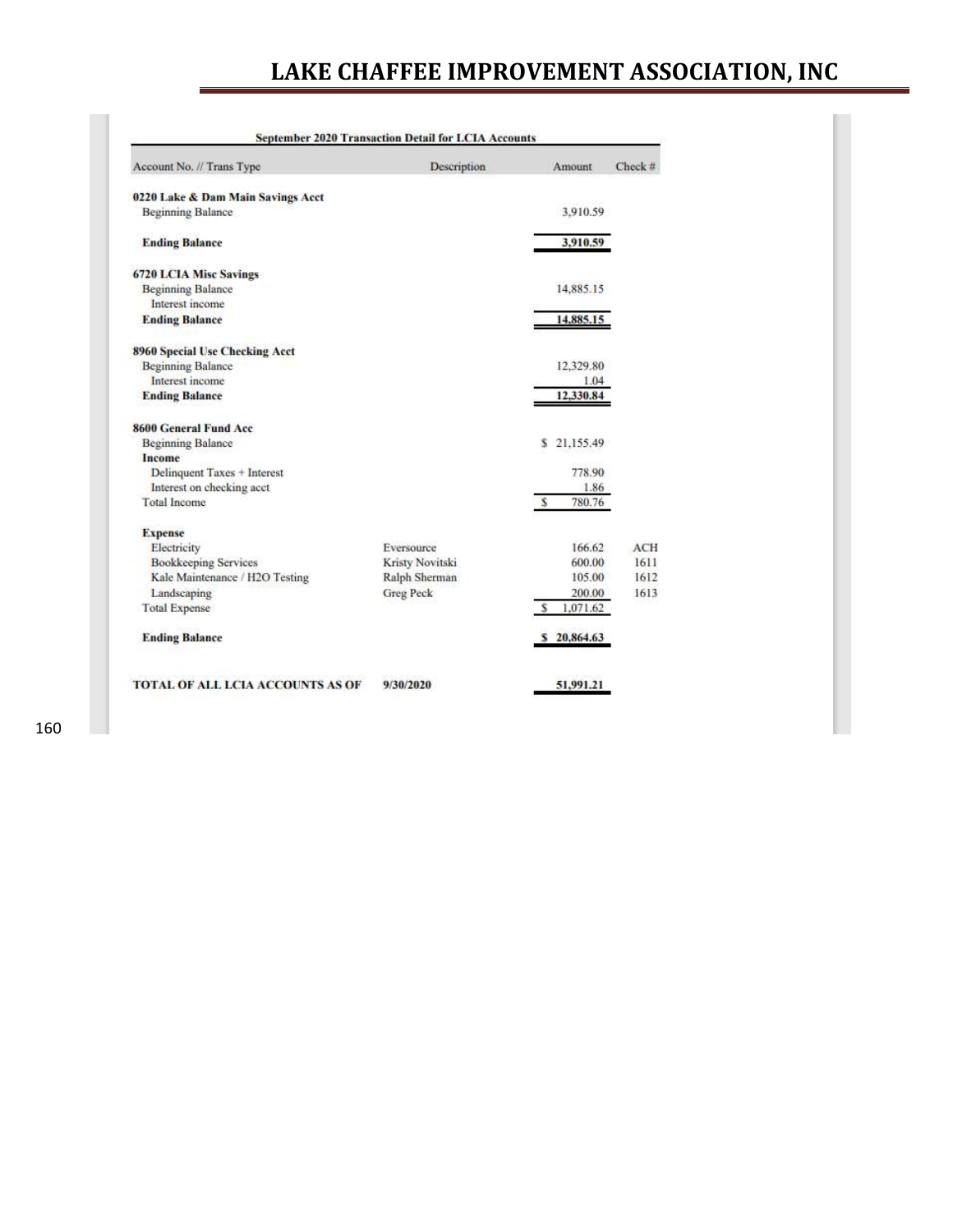# LAKE CHAFFEE IMPROVEMENT ASSOCIATION, INC

**September 2020 Transaction Detail for LCIA Accounts**

| Account No. // Trans Type | Description | Amount | Check # |
|---|---|---|---|
| **0220 Lake & Dam Main Savings Acct** | | | |
| Beginning Balance | | 3,910.59 | |
| **Ending Balance** | | **3,910.59** | |
| **6720 LCIA Misc Savings** | | | |
| Beginning Balance | | 14,885.15 | |
| Interest income | | | |
| **Ending Balance** | | **14,885.15** | |
| **8960 Special Use Checking Acct** | | | |
| Beginning Balance | | 12,329.80 | |
| Interest income | | 1.04 | |
| **Ending Balance** | | **12,330.84** | |
| **8600 General Fund Acc** | | | |
| Beginning Balance | | $ 21,155.49 | |
| **Income** | | | |
| Delinquent Taxes + Interest | | 778.90 | |
| Interest on checking acct | | 1.86 | |
| Total Income | | $ 780.76 | |
| **Expense** | | | |
| Electricity | Eversource | 166.62 | ACH |
| Bookkeeping Services | Kristy Novitski | 600.00 | 1611 |
| Kale Maintenance / H2O Testing | Ralph Sherman | 105.00 | 1612 |
| Landscaping | Greg Peck | 200.00 | 1613 |
| Total Expense | | $ 1,071.62 | |
| **Ending Balance** | | **$ 20,864.63** | |
| **TOTAL OF ALL LCIA ACCOUNTS AS OF** | **9/30/2020** | **51,991.21** | |